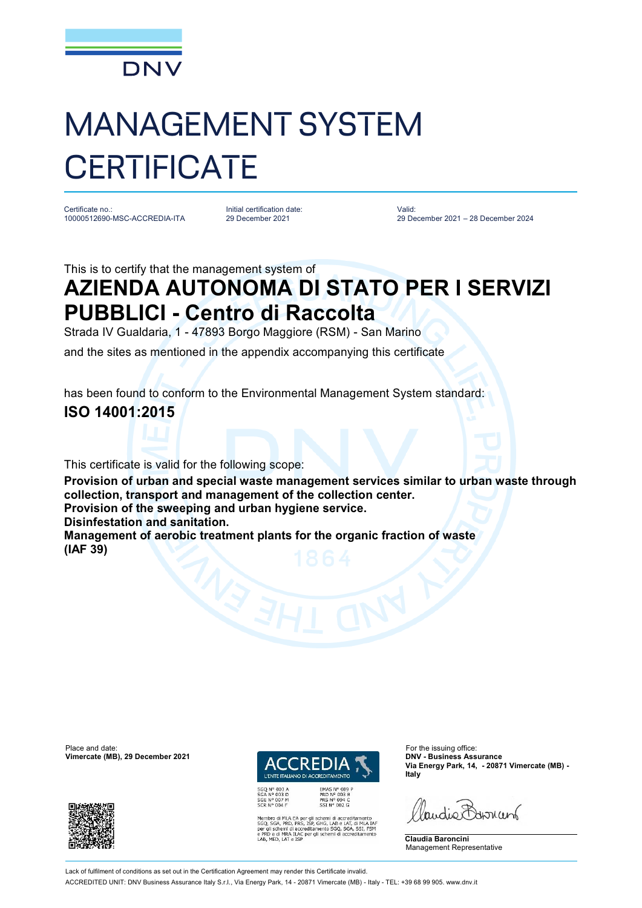DNV

# MANAGEMENT SYSTEM CERTIFICATE

| Certificate no.: | Initial certification date: | Valid: |
| --- | --- | --- |
| 10000512690-MSC-ACCREDIA-ITA | 29 December 2021 | 29 December 2021 – 28 December 2024 |

This is to certify that the management system of

## AZIENDA AUTONOMA DI STATO PER I SERVIZI PUBBLICI - Centro di Raccolta

Strada IV Gualdaria, 1 - 47893 Borgo Maggiore (RSM) - San Marino

and the sites as mentioned in the appendix accompanying this certificate

has been found to conform to the Environmental Management System standard:

**ISO 14001:2015**

This certificate is valid for the following scope:

**Provision of urban and special waste management services similar to urban waste through collection, transport and management of the collection center.**
**Provision of the sweeping and urban hygiene service.**
**Disinfestation and sanitation.**
**Management of aerobic treatment plants for the organic fraction of waste**
**(IAF 39)**

Place and date:
**Vimercate (MB), 29 December 2021**

ACCREDIA
L'ENTE ITALIANO DI ACCREDITAMENTO

SGQ N° 003 A
SGA N° 003 D
SGE N° 007 M
SCR N° 004 F

EMAS N° 009 P
PRD N° 003 B
PRS N° 094 C
SSI N° 002 G

Membro di MLA EA per gli schemi di accreditamento SGQ, SGA, PRD, PRS, ISP, GHG, LAB e LAT, di MLA IAF per gli schemi di accreditamento SGQ, SGA, SSI, FSM e PRD e di MRA ILAC per gli schemi di accreditamento LAB, MED, LAT e ISP

For the issuing office:
**DNV - Business Assurance**
**Via Energy Park, 14, - 20871 Vimercate (MB) - Italy**

**Claudia Baroncini**
Management Representative

Lack of fulfilment of conditions as set out in the Certification Agreement may render this Certificate invalid.

ACCREDITED UNIT: DNV Business Assurance Italy S.r.l., Via Energy Park, 14 - 20871 Vimercate (MB) - Italy - TEL: +39 68 99 905. www.dnv.it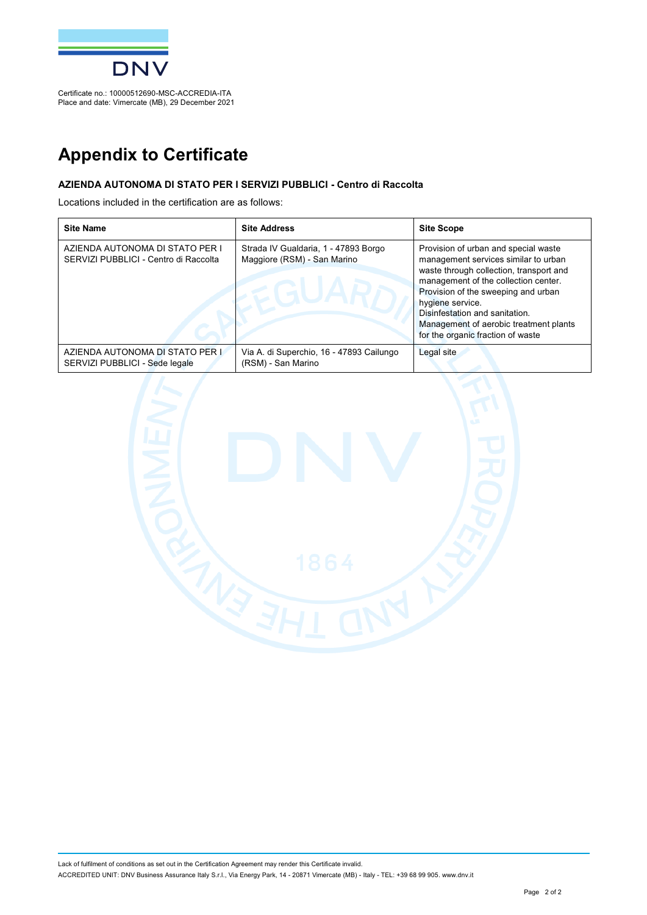Certificate no.: 10000512690-MSC-ACCREDIA-ITA
Place and date: Vimercate (MB), 29 December 2021

# Appendix to Certificate

### AZIENDA AUTONOMA DI STATO PER I SERVIZI PUBBLICI - Centro di Raccolta

Locations included in the certification are as follows:

| Site Name | Site Address | Site Scope |
|---|---|---|
| AZIENDA AUTONOMA DI STATO PER I SERVIZI PUBBLICI - Centro di Raccolta | Strada IV Gualdaria, 1 - 47893 Borgo Maggiore (RSM) - San Marino | Provision of urban and special waste management services similar to urban waste through collection, transport and management of the collection center. Provision of the sweeping and urban hygiene service. Disinfestation and sanitation. Management of aerobic treatment plants for the organic fraction of waste |
| AZIENDA AUTONOMA DI STATO PER I SERVIZI PUBBLICI - Sede legale | Via A. di Superchio, 16 - 47893 Cailungo (RSM) - San Marino | Legal site |

Lack of fulfilment of conditions as set out in the Certification Agreement may render this Certificate invalid.

ACCREDITED UNIT: DNV Business Assurance Italy S.r.l., Via Energy Park, 14 - 20871 Vimercate (MB) - Italy - TEL: +39 68 99 905. www.dnv.it